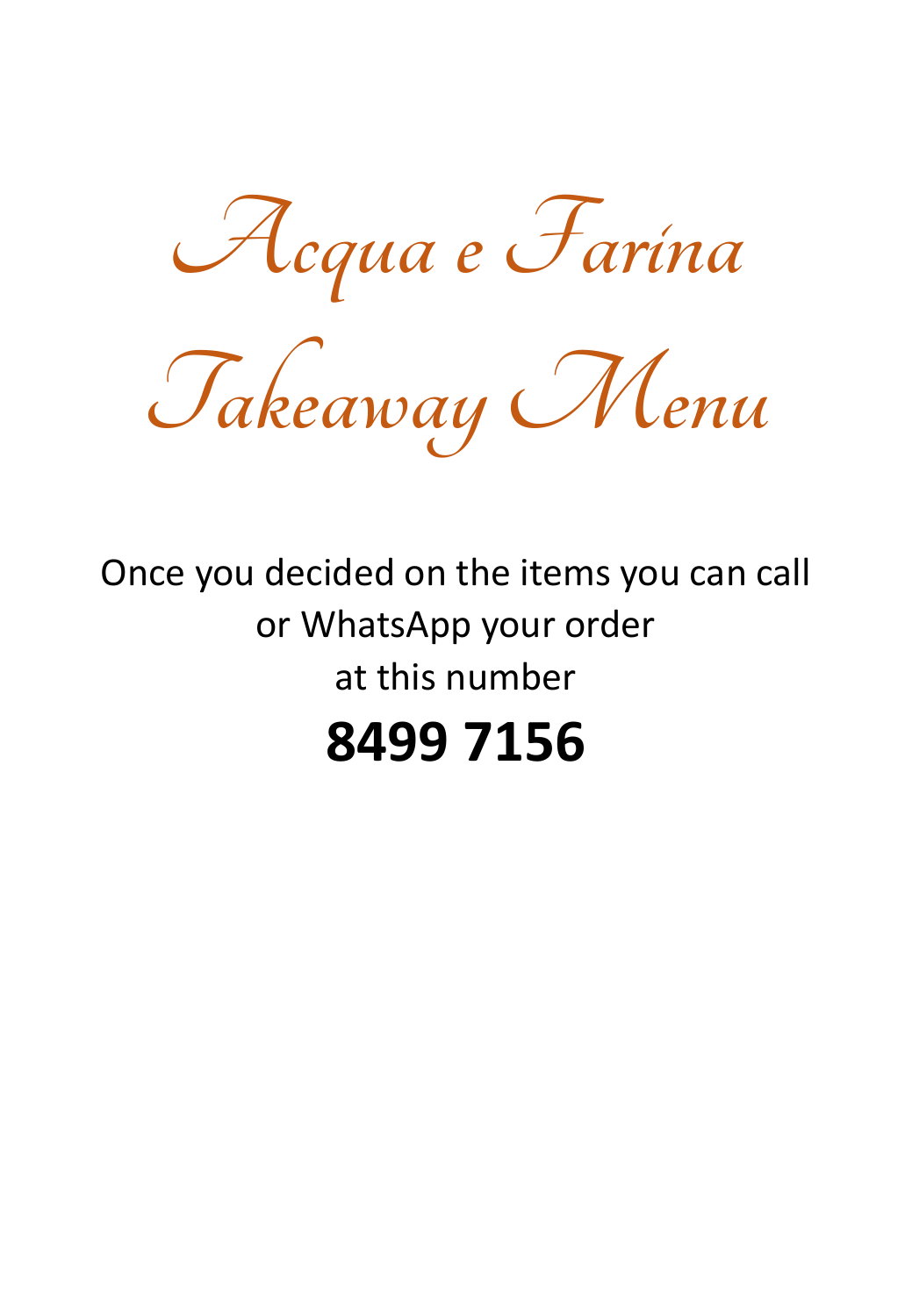# Acqua e Farina

# Takeaway Menu

Once you decided on the items you can call or WhatsApp your order at this number

**8499 7156**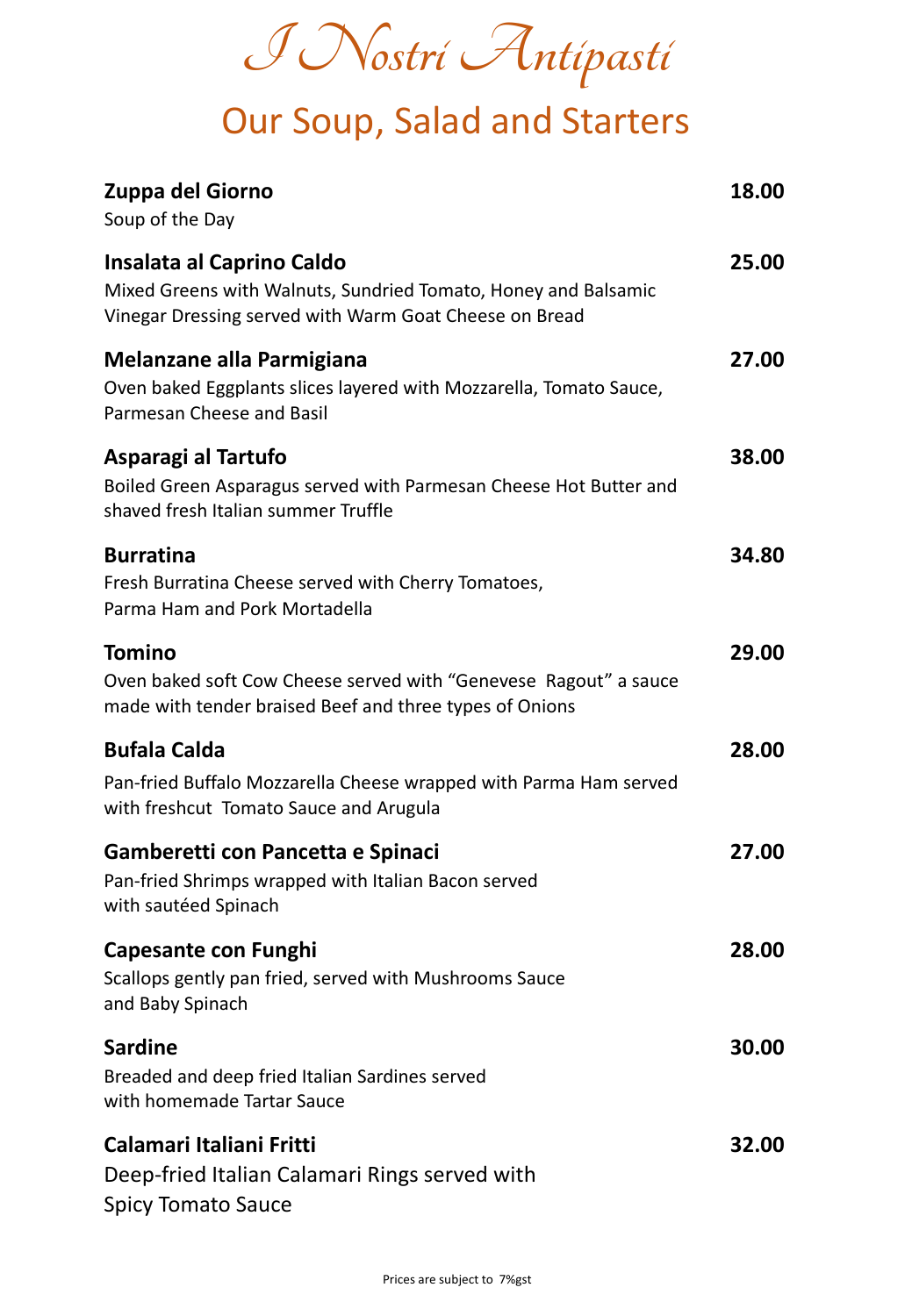# *I Nostri Antipasti*

## Our Soup, Salad and Starters

**Zuppa del Giorno** **18.00**
Soup of the Day

**Insalata al Caprino Caldo** **25.00**
Mixed Greens with Walnuts, Sundried Tomato, Honey and Balsamic Vinegar Dressing served with Warm Goat Cheese on Bread

**Melanzane alla Parmigiana** **27.00**
Oven baked Eggplants slices layered with Mozzarella, Tomato Sauce, Parmesan Cheese and Basil

**Asparagi al Tartufo** **38.00**
Boiled Green Asparagus served with Parmesan Cheese Hot Butter and shaved fresh Italian summer Truffle

**Burratina** **34.80**
Fresh Burratina Cheese served with Cherry Tomatoes, Parma Ham and Pork Mortadella

**Tomino** **29.00**
Oven baked soft Cow Cheese served with "Genevese Ragout" a sauce made with tender braised Beef and three types of Onions

**Bufala Calda** **28.00**
Pan-fried Buffalo Mozzarella Cheese wrapped with Parma Ham served with freshcut Tomato Sauce and Arugula

**Gamberetti con Pancetta e Spinaci** **27.00**
Pan-fried Shrimps wrapped with Italian Bacon served with sautéed Spinach

**Capesante con Funghi** **28.00**
Scallops gently pan fried, served with Mushrooms Sauce and Baby Spinach

**Sardine** **30.00**
Breaded and deep fried Italian Sardines served with homemade Tartar Sauce

**Calamari Italiani Fritti** **32.00**
Deep-fried Italian Calamari Rings served with Spicy Tomato Sauce

Prices are subject to 7%gst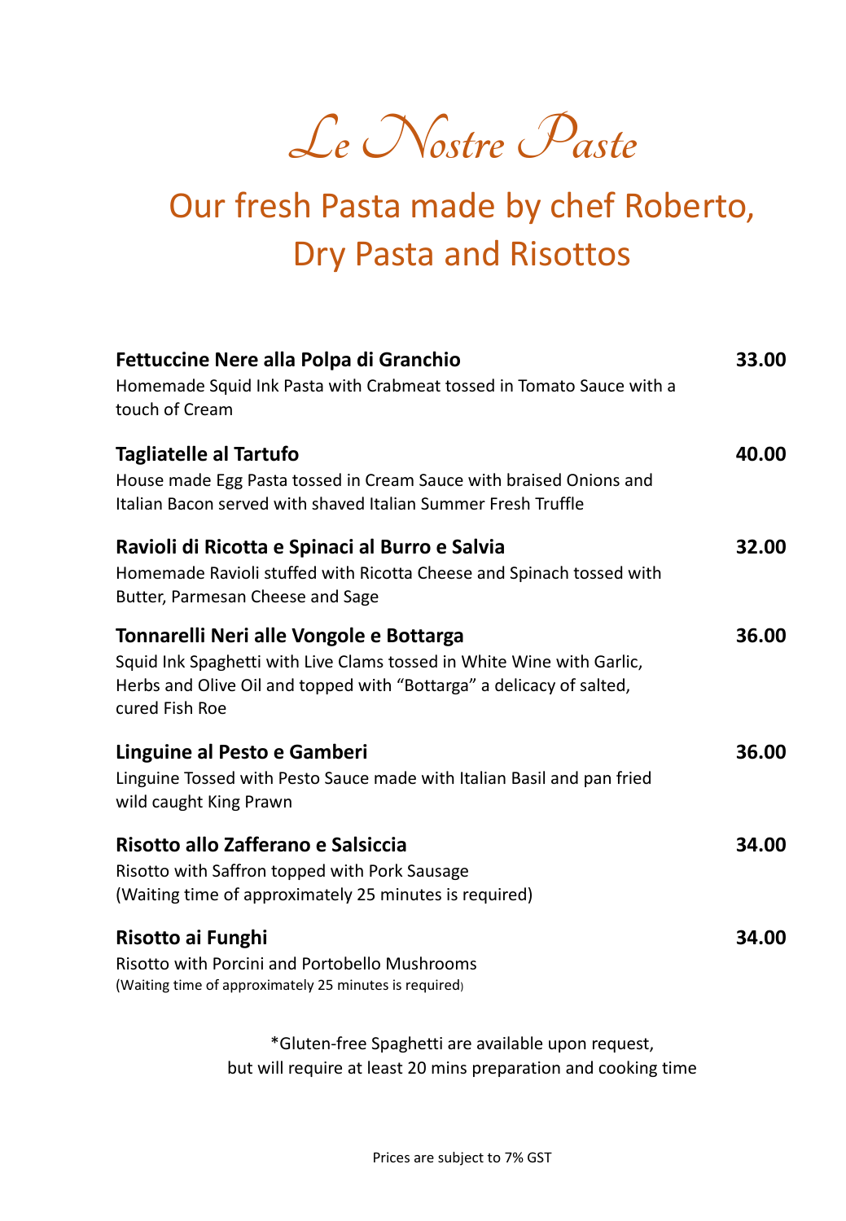# Le Nostre Paste

## Our fresh Pasta made by chef Roberto, Dry Pasta and Risottos

**Fettuccine Nere alla Polpa di Granchio** **33.00**
Homemade Squid Ink Pasta with Crabmeat tossed in Tomato Sauce with a touch of Cream

**Tagliatelle al Tartufo** **40.00**
House made Egg Pasta tossed in Cream Sauce with braised Onions and Italian Bacon served with shaved Italian Summer Fresh Truffle

**Ravioli di Ricotta e Spinaci al Burro e Salvia** **32.00**
Homemade Ravioli stuffed with Ricotta Cheese and Spinach tossed with Butter, Parmesan Cheese and Sage

**Tonnarelli Neri alle Vongole e Bottarga** **36.00**
Squid Ink Spaghetti with Live Clams tossed in White Wine with Garlic, Herbs and Olive Oil and topped with "Bottarga" a delicacy of salted, cured Fish Roe

**Linguine al Pesto e Gamberi** **36.00**
Linguine Tossed with Pesto Sauce made with Italian Basil and pan fried wild caught King Prawn

**Risotto allo Zafferano e Salsiccia** **34.00**
Risotto with Saffron topped with Pork Sausage
(Waiting time of approximately 25 minutes is required)

**Risotto ai Funghi** **34.00**
Risotto with Porcini and Portobello Mushrooms
(Waiting time of approximately 25 minutes is required)

*Gluten-free Spaghetti are available upon request, but will require at least 20 mins preparation and cooking time

Prices are subject to 7% GST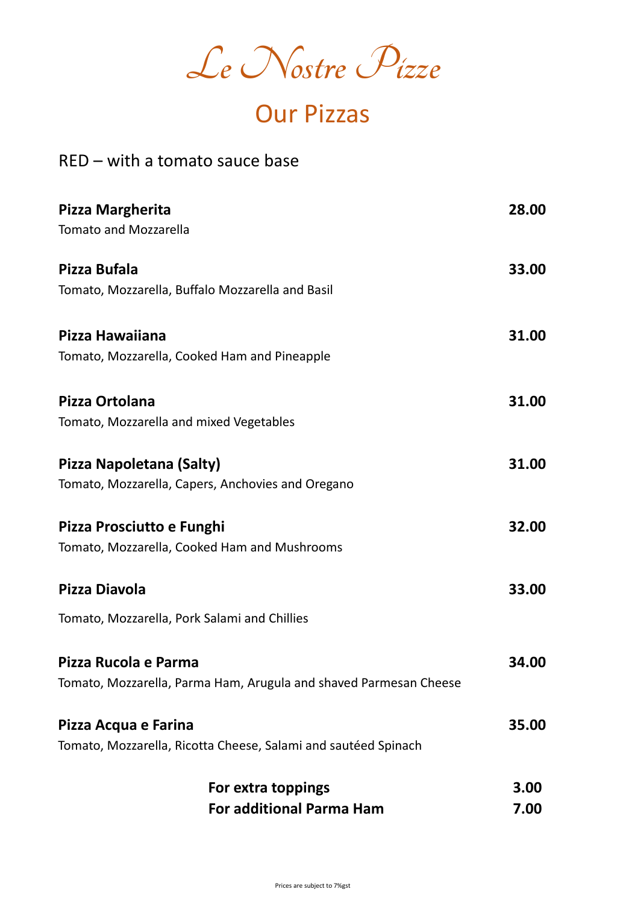# *Le Nostre Pizze*

## Our Pizzas

RED – with a tomato sauce base

**Pizza Margherita** **28.00**
Tomato and Mozzarella

**Pizza Bufala** **33.00**
Tomato, Mozzarella, Buffalo Mozzarella and Basil

**Pizza Hawaiiana** **31.00**
Tomato, Mozzarella, Cooked Ham and Pineapple

**Pizza Ortolana** **31.00**
Tomato, Mozzarella and mixed Vegetables

**Pizza Napoletana (Salty)** **31.00**
Tomato, Mozzarella, Capers, Anchovies and Oregano

**Pizza Prosciutto e Funghi** **32.00**
Tomato, Mozzarella, Cooked Ham and Mushrooms

**Pizza Diavola** **33.00**
Tomato, Mozzarella, Pork Salami and Chillies

**Pizza Rucola e Parma** **34.00**
Tomato, Mozzarella, Parma Ham, Arugula and shaved Parmesan Cheese

**Pizza Acqua e Farina** **35.00**
Tomato, Mozzarella, Ricotta Cheese, Salami and sautéed Spinach

**For extra toppings** **3.00**
**For additional Parma Ham** **7.00**

Prices are subject to 7%gst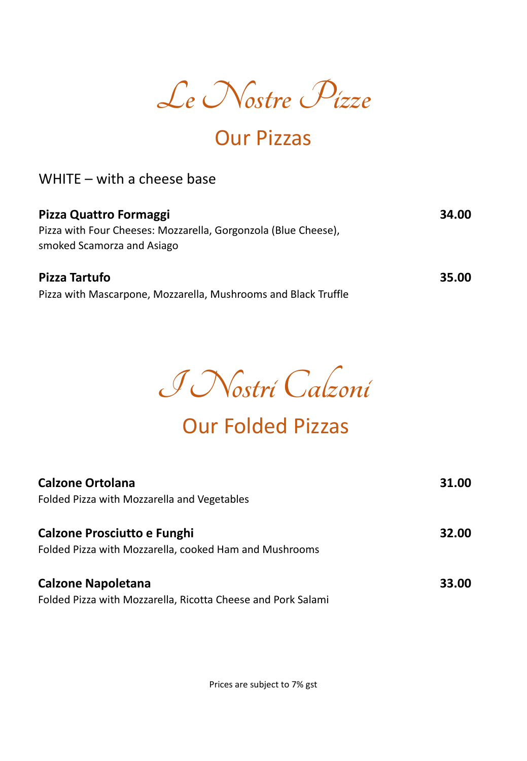# *Le Nostre Pizze*

## Our Pizzas

WHITE – with a cheese base

**Pizza Quattro Formaggi** **34.00**
Pizza with Four Cheeses: Mozzarella, Gorgonzola (Blue Cheese), smoked Scamorza and Asiago

**Pizza Tartufo** **35.00**
Pizza with Mascarpone, Mozzarella, Mushrooms and Black Truffle

# *I Nostri Calzoni*

## Our Folded Pizzas

**Calzone Ortolana** **31.00**
Folded Pizza with Mozzarella and Vegetables

**Calzone Prosciutto e Funghi** **32.00**
Folded Pizza with Mozzarella, cooked Ham and Mushrooms

**Calzone Napoletana** **33.00**
Folded Pizza with Mozzarella, Ricotta Cheese and Pork Salami

Prices are subject to 7% gst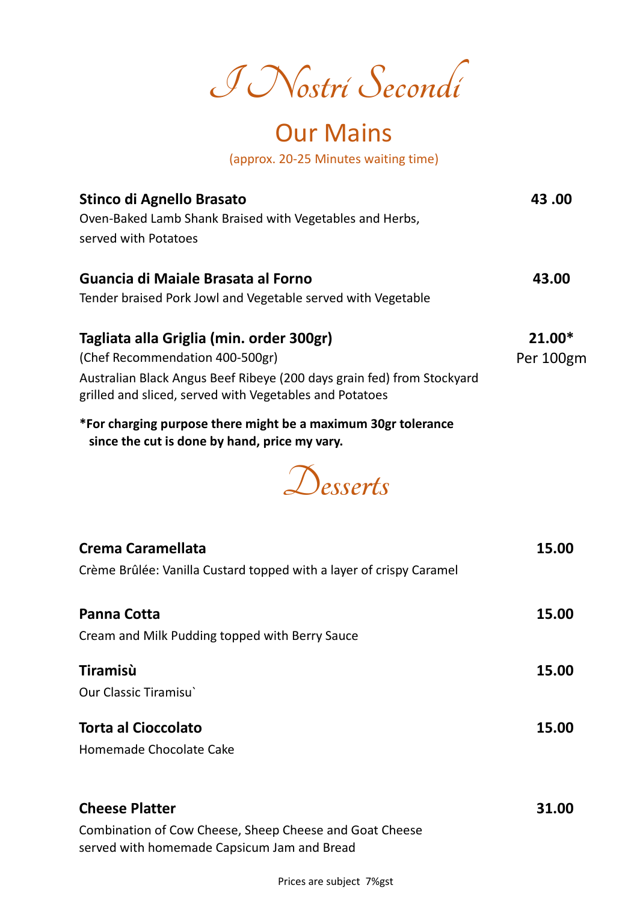# I Nostri Secondi

## Our Mains

(approx. 20-25 Minutes waiting time)

**Stinco di Agnello Brasato** **43 .00**
Oven-Baked Lamb Shank Braised with Vegetables and Herbs, served with Potatoes

**Guancia di Maiale Brasata al Forno** **43.00**
Tender braised Pork Jowl and Vegetable served with Vegetable

**Tagliata alla Griglia (min. order 300gr)** **21.00*** Per 100gm
(Chef Recommendation 400-500gr)
Australian Black Angus Beef Ribeye (200 days grain fed) from Stockyard grilled and sliced, served with Vegetables and Potatoes

***For charging purpose there might be a maximum 30gr tolerance since the cut is done by hand, price my vary.**

# Desserts

**Crema Caramellata** **15.00**
Crème Brûlée: Vanilla Custard topped with a layer of crispy Caramel

**Panna Cotta** **15.00**
Cream and Milk Pudding topped with Berry Sauce

**Tiramisù** **15.00**
Our Classic Tiramisu`

**Torta al Cioccolato** **15.00**
Homemade Chocolate Cake

**Cheese Platter** **31.00**
Combination of Cow Cheese, Sheep Cheese and Goat Cheese served with homemade Capsicum Jam and Bread

Prices are subject 7%gst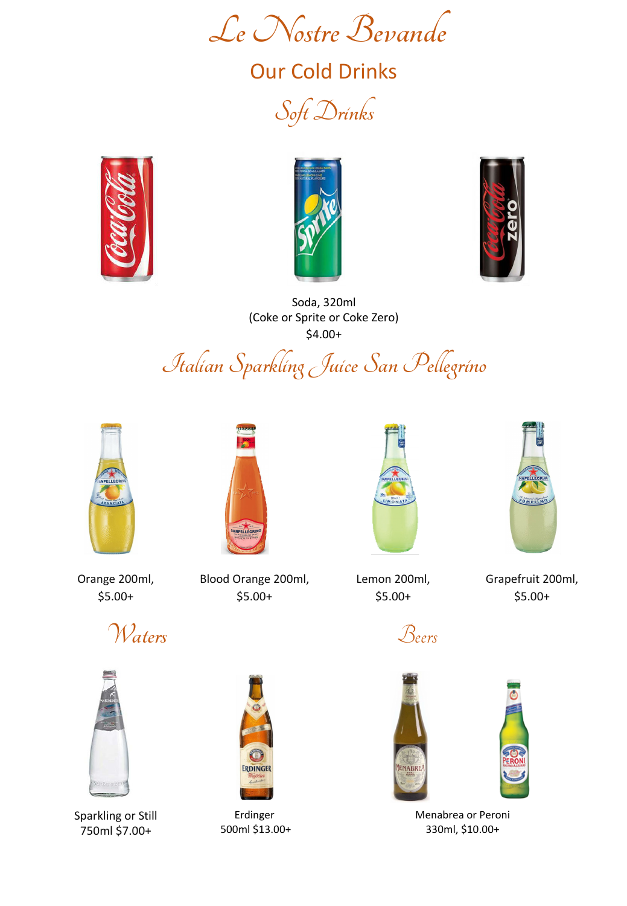# Le Nostre Bevande

## Our Cold Drinks

### Soft Drinks

Soda, 320ml
(Coke or Sprite or Coke Zero)
$4.00+

### Italian Sparkling Juice San Pellegrino

Orange 200ml,
$5.00+

Blood Orange 200ml,
$5.00+

Lemon 200ml,
$5.00+

Grapefruit 200ml,
$5.00+

### Waters

Sparkling or Still
750ml $7.00+

### Beers

Erdinger
500ml $13.00+

Menabrea or Peroni
330ml, $10.00+